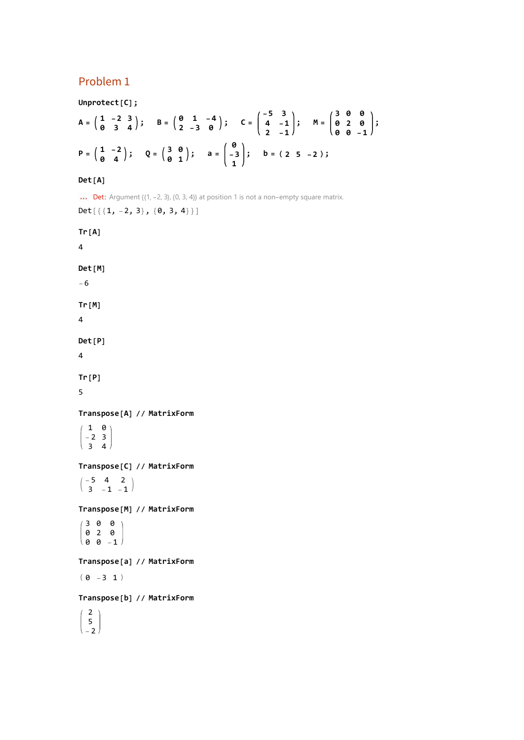## Problem 1

```
Unprotect[C];
```

$$A = \begin{pmatrix} 1 & -2 & 3 \\ 0 & 3 & 4 \end{pmatrix}; \quad B = \begin{pmatrix} 0 & 1 & -4 \\ 2 & -3 & 0 \end{pmatrix}; \quad C = \begin{pmatrix} -5 & 3 \\ 4 & -1 \\ 2 & -1 \end{pmatrix}; \quad M = \begin{pmatrix} 3 & 0 & 0 \\ 0 & 2 & 0 \\ 0 & 0 & -1 \end{pmatrix};$$

$$P = \begin{pmatrix} 1 & -2 \\ 0 & 4 \end{pmatrix}; \quad Q = \begin{pmatrix} 3 & 0 \\ 0 & 1 \end{pmatrix}; \quad a = \begin{pmatrix} 0 \\ -3 \\ 1 \end{pmatrix}; \quad b = \begin{pmatrix} 2 & 5 & -2 \end{pmatrix};$$

```
Det[A]
```

... Det: Argument {{1, −2, 3}, {0, 3, 4}} at position 1 is not a non−empty square matrix.

```
Det[{{1, -2, 3}, {0, 3, 4}}]
```

```
Tr[A]
```

4

```
Det[M]
```

−6

```
Tr[M]
```

4

```
Det[P]
```

4

```
Tr[P]
```

5

```
Transpose[A] // MatrixForm
```

$$\begin{pmatrix} 1 & 0 \\ -2 & 3 \\ 3 & 4 \end{pmatrix}$$

```
Transpose[C] // MatrixForm
```

$$\begin{pmatrix} -5 & 4 & 2 \\ 3 & -1 & -1 \end{pmatrix}$$

```
Transpose[M] // MatrixForm
```

$$\begin{pmatrix} 3 & 0 & 0 \\ 0 & 2 & 0 \\ 0 & 0 & -1 \end{pmatrix}$$

```
Transpose[a] // MatrixForm
```

$$\begin{pmatrix} 0 & -3 & 1 \end{pmatrix}$$

```
Transpose[b] // MatrixForm
```

$$\begin{pmatrix} 2 \\ 5 \\ -2 \end{pmatrix}$$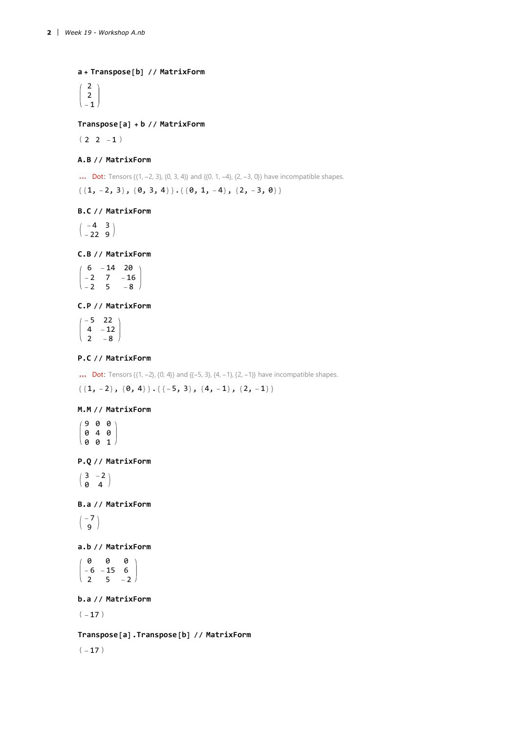```
a + Transpose[b] // MatrixForm
```

$$\begin{pmatrix} 2 \\ 2 \\ -1 \end{pmatrix}$$

```
Transpose[a] + b // MatrixForm
```

$$\begin{pmatrix} 2 & 2 & -1 \end{pmatrix}$$

```
A.B // MatrixForm
```

Dot: Tensors {{1, −2, 3}, {0, 3, 4}} and {{0, 1, −4}, {2, −3, 0}} have incompatible shapes.

```
{{1, -2, 3}, {0, 3, 4}}.{{0, 1, -4}, {2, -3, 0}}
```

```
B.C // MatrixForm
```

$$\begin{pmatrix} -4 & 3 \\ -22 & 9 \end{pmatrix}$$

```
C.B // MatrixForm
```

$$\begin{pmatrix} 6 & -14 & 20 \\ -2 & 7 & -16 \\ -2 & 5 & -8 \end{pmatrix}$$

```
C.P // MatrixForm
```

$$\begin{pmatrix} -5 & 22 \\ 4 & -12 \\ 2 & -8 \end{pmatrix}$$

```
P.C // MatrixForm
```

Dot: Tensors {{1, −2}, {0, 4}} and {{−5, 3}, {4, −1}, {2, −1}} have incompatible shapes.

```
{{1, -2}, {0, 4}}.{{-5, 3}, {4, -1}, {2, -1}}
```

```
M.M // MatrixForm
```

$$\begin{pmatrix} 9 & 0 & 0 \\ 0 & 4 & 0 \\ 0 & 0 & 1 \end{pmatrix}$$

```
P.Q // MatrixForm
```

$$\begin{pmatrix} 3 & -2 \\ 0 & 4 \end{pmatrix}$$

```
B.a // MatrixForm
```

$$\begin{pmatrix} -7 \\ 9 \end{pmatrix}$$

```
a.b // MatrixForm
```

$$\begin{pmatrix} 0 & 0 & 0 \\ -6 & -15 & 6 \\ 2 & 5 & -2 \end{pmatrix}$$

```
b.a // MatrixForm
```

$$\begin{pmatrix} -17 \end{pmatrix}$$

```
Transpose[a].Transpose[b] // MatrixForm
```

$$\begin{pmatrix} -17 \end{pmatrix}$$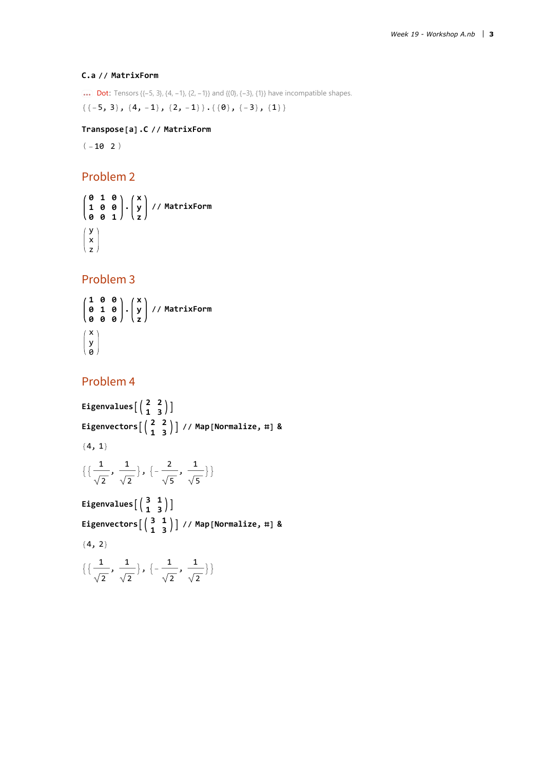```
C.a // MatrixForm
```

Dot: Tensors {{−5, 3}, {4, −1}, {2, −1}} and {{0}, {−3}, {1}} have incompatible shapes.

```
{{-5, 3}, {4, -1}, {2, -1}}.{{0}, {-3}, {1}}
```

```
Transpose[a].C // MatrixForm
```

$$\begin{pmatrix} -10 & 2 \end{pmatrix}$$

## Problem 2

$$\begin{pmatrix} 0 & 1 & 0 \\ 1 & 0 & 0 \\ 0 & 0 & 1 \end{pmatrix} . \begin{pmatrix} x \\ y \\ z \end{pmatrix} \texttt{ // MatrixForm}$$

$$\begin{pmatrix} y \\ x \\ z \end{pmatrix}$$

## Problem 3

$$\begin{pmatrix} 1 & 0 & 0 \\ 0 & 1 & 0 \\ 0 & 0 & 0 \end{pmatrix} . \begin{pmatrix} x \\ y \\ z \end{pmatrix} \texttt{ // MatrixForm}$$

$$\begin{pmatrix} x \\ y \\ 0 \end{pmatrix}$$

## Problem 4

$$\texttt{Eigenvalues}\left[\begin{pmatrix} 2 & 2 \\ 1 & 3 \end{pmatrix}\right]$$

$$\texttt{Eigenvectors}\left[\begin{pmatrix} 2 & 2 \\ 1 & 3 \end{pmatrix}\right] \texttt{ // Map[Normalize, \#] \&}$$

$$\{4, 1\}$$

$$\left\{\left\{\frac{1}{\sqrt{2}}, \frac{1}{\sqrt{2}}\right\}, \left\{-\frac{2}{\sqrt{5}}, \frac{1}{\sqrt{5}}\right\}\right\}$$

$$\texttt{Eigenvalues}\left[\begin{pmatrix} 3 & 1 \\ 1 & 3 \end{pmatrix}\right]$$

$$\texttt{Eigenvectors}\left[\begin{pmatrix} 3 & 1 \\ 1 & 3 \end{pmatrix}\right] \texttt{ // Map[Normalize, \#] \&}$$

$$\{4, 2\}$$

$$\left\{\left\{\frac{1}{\sqrt{2}}, \frac{1}{\sqrt{2}}\right\}, \left\{-\frac{1}{\sqrt{2}}, \frac{1}{\sqrt{2}}\right\}\right\}$$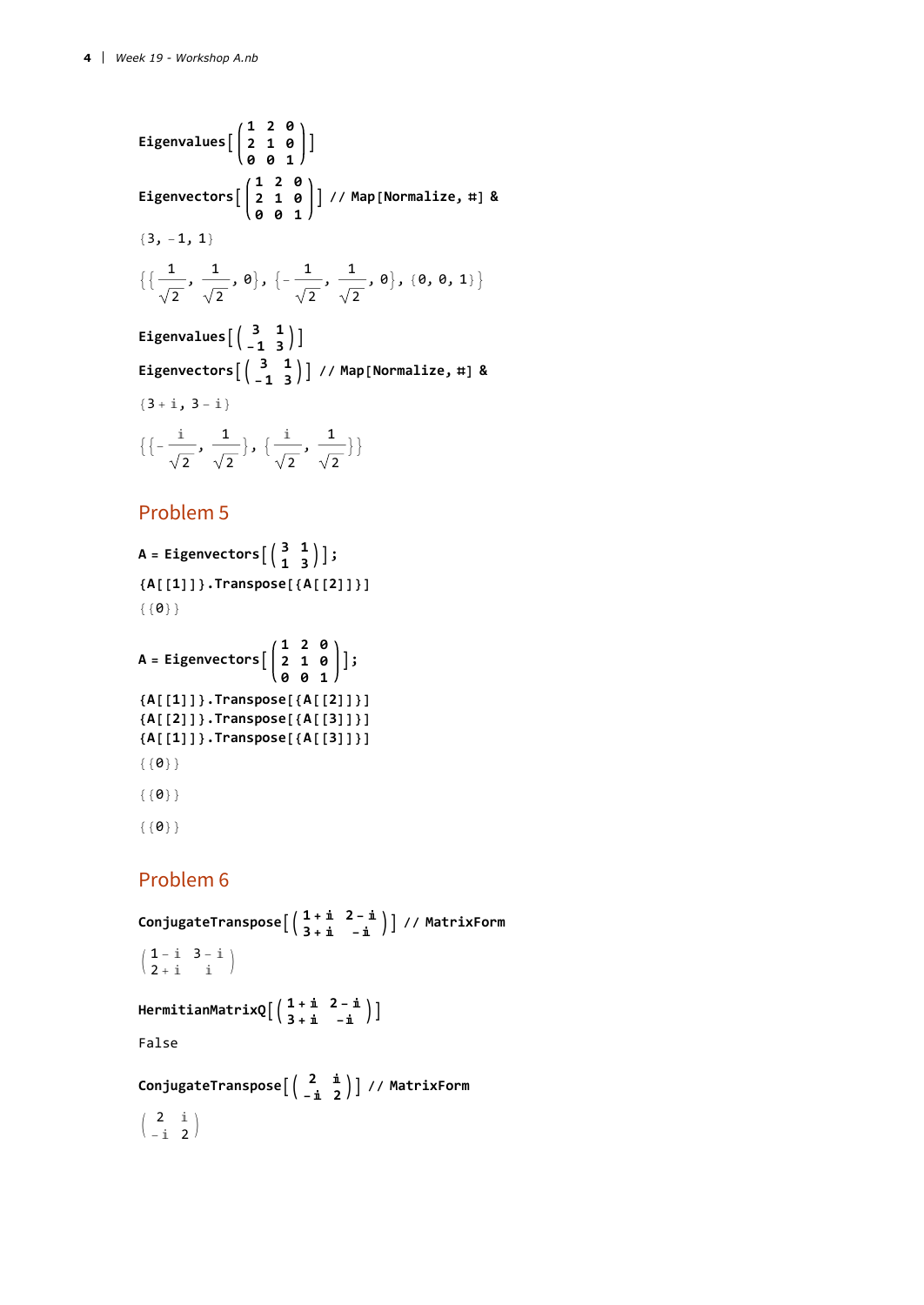```
Eigenvalues[{{1, 2, 0}, {2, 1, 0}, {0, 0, 1}}]
Eigenvectors[{{1, 2, 0}, {2, 1, 0}, {0, 0, 1}}] // Map[Normalize, #] &
```

$\{3, -1, 1\}$

$\left\{\left\{\frac{1}{\sqrt{2}}, \frac{1}{\sqrt{2}}, 0\right\}, \left\{-\frac{1}{\sqrt{2}}, \frac{1}{\sqrt{2}}, 0\right\}, \{0, 0, 1\}\right\}$

```
Eigenvalues[{{3, 1}, {-1, 3}}]
Eigenvectors[{{3, 1}, {-1, 3}}] // Map[Normalize, #] &
```

$\{3 + i, 3 - i\}$

$\left\{\left\{-\frac{i}{\sqrt{2}}, \frac{1}{\sqrt{2}}\right\}, \left\{\frac{i}{\sqrt{2}}, \frac{1}{\sqrt{2}}\right\}\right\}$

## Problem 5

```
A = Eigenvectors[{{3, 1}, {1, 3}}];
{A[[1]]}.Transpose[{A[[2]]}]
```

{{0}}

```
A = Eigenvectors[{{1, 2, 0}, {2, 1, 0}, {0, 0, 1}}];
{A[[1]]}.Transpose[{A[[2]]}]
{A[[2]]}.Transpose[{A[[3]]}]
{A[[1]]}.Transpose[{A[[3]]}]
```

{{0}}

{{0}}

{{0}}

## Problem 6

```
ConjugateTranspose[{{1 + i, 2 - i}, {3 + i, -i}}] // MatrixForm
```

$\begin{pmatrix} 1 - i & 3 - i \\ 2 + i & i \end{pmatrix}$

```
HermitianMatrixQ[{{1 + i, 2 - i}, {3 + i, -i}}]
```

False

```
ConjugateTranspose[{{2, i}, {-i, 2}}] // MatrixForm
```

$\begin{pmatrix} 2 & i \\ -i & 2 \end{pmatrix}$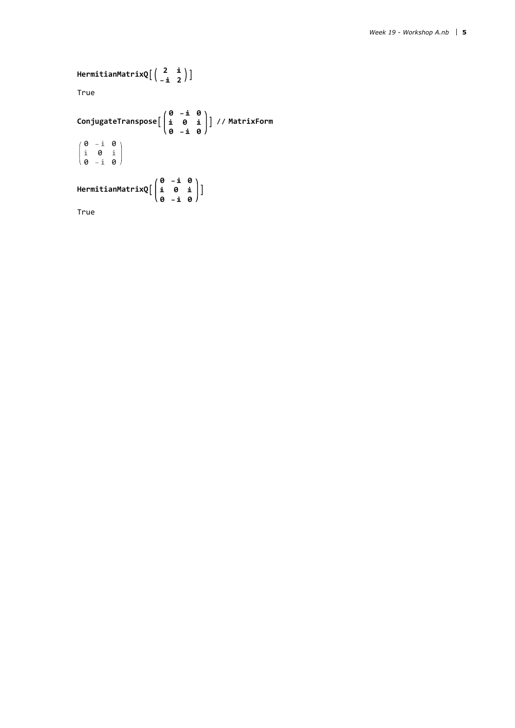$$\textbf{HermitianMatrixQ}\left[\begin{pmatrix} 2 & i \\ -i & 2 \end{pmatrix}\right]$$

True

$$\textbf{ConjugateTranspose}\left[\begin{pmatrix} 0 & -i & 0 \\ i & 0 & i \\ 0 & -i & 0 \end{pmatrix}\right] \text{ // } \textbf{MatrixForm}$$

$$\begin{pmatrix} 0 & -i & 0 \\ i & 0 & i \\ 0 & -i & 0 \end{pmatrix}$$

$$\textbf{HermitianMatrixQ}\left[\begin{pmatrix} 0 & -i & 0 \\ i & 0 & i \\ 0 & -i & 0 \end{pmatrix}\right]$$

True